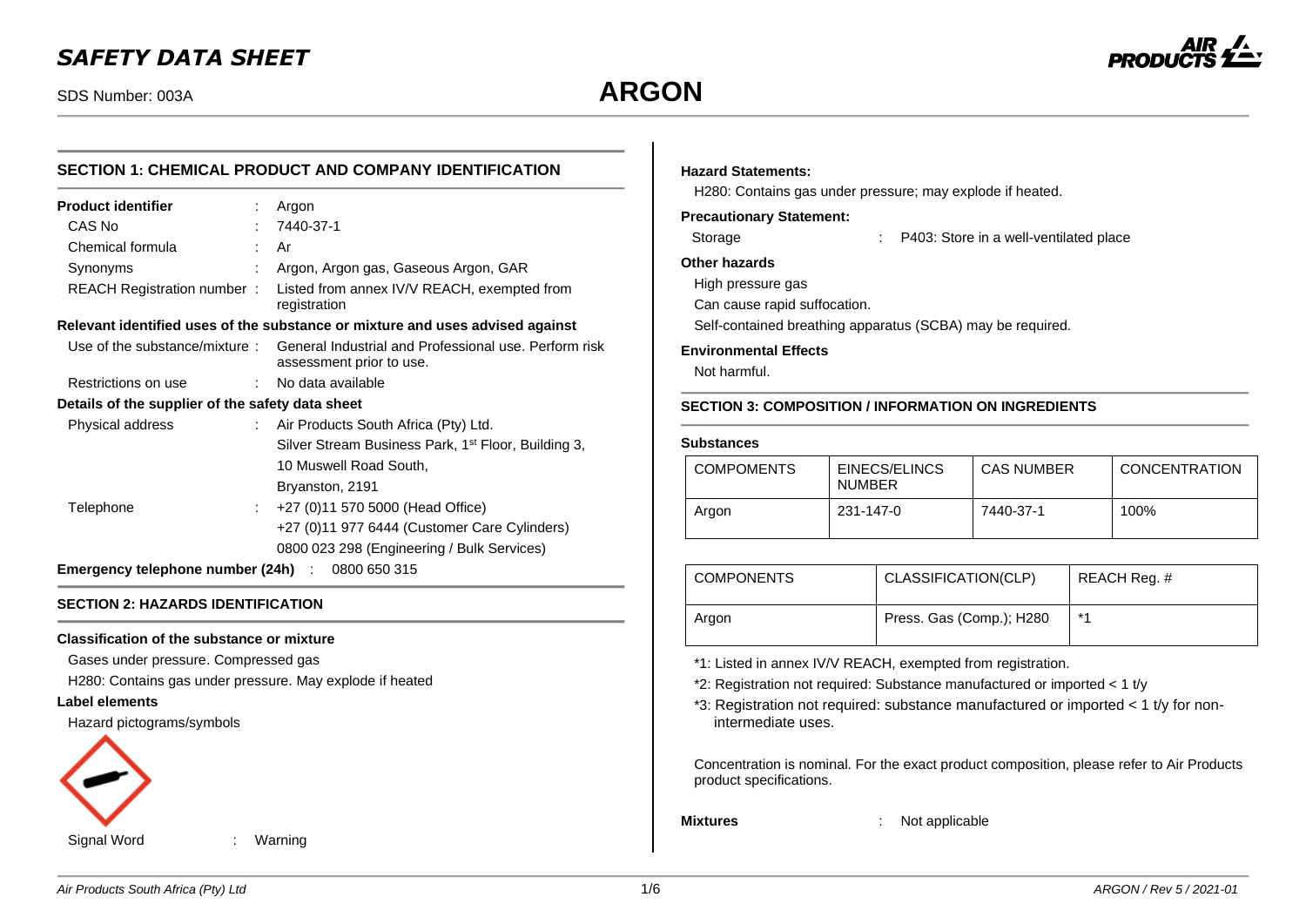# SAFETY DATA SHEET

SDS Number: 003A

# ARGON

## SECTION 1: CHEMICAL PRODUCT AND COMPANY IDENTIFICATION

**Product identifier** : Argon

CAS No : 7440-37-1

Chemical formula : Ar

Synonyms : Argon, Argon gas, Gaseous Argon, GAR

REACH Registration number : Listed from annex IV/V REACH, exempted from registration

**Relevant identified uses of the substance or mixture and uses advised against**

Use of the substance/mixture : General Industrial and Professional use. Perform risk assessment prior to use.

Restrictions on use : No data available

**Details of the supplier of the safety data sheet**

Physical address : Air Products South Africa (Pty) Ltd.
Silver Stream Business Park, 1st Floor, Building 3,
10 Muswell Road South,
Bryanston, 2191

Telephone : +27 (0)11 570 5000 (Head Office)
+27 (0)11 977 6444 (Customer Care Cylinders)
0800 023 298 (Engineering / Bulk Services)

**Emergency telephone number (24h)** : 0800 650 315

## SECTION 2: HAZARDS IDENTIFICATION

**Classification of the substance or mixture**

Gases under pressure. Compressed gas

H280: Contains gas under pressure. May explode if heated

**Label elements**

Hazard pictograms/symbols

Signal Word : Warning

**Hazard Statements:**

H280: Contains gas under pressure; may explode if heated.

**Precautionary Statement:**

Storage : P403: Store in a well-ventilated place

**Other hazards**

High pressure gas

Can cause rapid suffocation.

Self-contained breathing apparatus (SCBA) may be required.

**Environmental Effects**

Not harmful.

## SECTION 3: COMPOSITION / INFORMATION ON INGREDIENTS

**Substances**

| COMPOMENTS | EINECS/ELINCS NUMBER | CAS NUMBER | CONCENTRATION |
|---|---|---|---|
| Argon | 231-147-0 | 7440-37-1 | 100% |

| COMPONENTS | CLASSIFICATION(CLP) | REACH Reg. # |
|---|---|---|
| Argon | Press. Gas (Comp.); H280 | *1 |

*1: Listed in annex IV/V REACH, exempted from registration.

*2: Registration not required: Substance manufactured or imported < 1 t/y

*3: Registration not required: substance manufactured or imported < 1 t/y for non-intermediate uses.

Concentration is nominal. For the exact product composition, please refer to Air Products product specifications.

**Mixtures** : Not applicable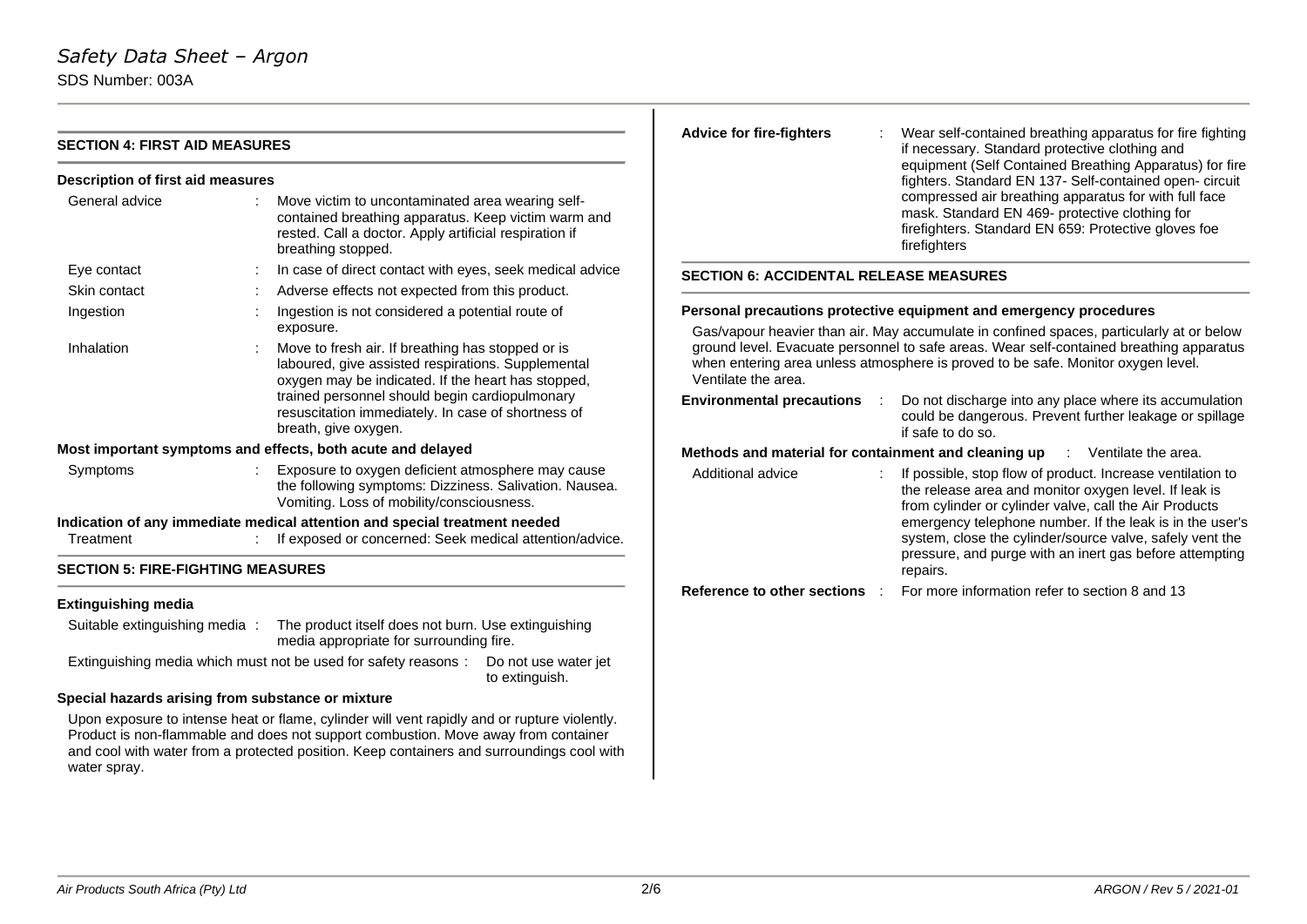## SECTION 4: FIRST AID MEASURES

### Description of first aid measures

| | |
|---|---|
| General advice | Move victim to uncontaminated area wearing self-contained breathing apparatus. Keep victim warm and rested. Call a doctor. Apply artificial respiration if breathing stopped. |
| Eye contact | In case of direct contact with eyes, seek medical advice |
| Skin contact | Adverse effects not expected from this product. |
| Ingestion | Ingestion is not considered a potential route of exposure. |
| Inhalation | Move to fresh air. If breathing has stopped or is laboured, give assisted respirations. Supplemental oxygen may be indicated. If the heart has stopped, trained personnel should begin cardiopulmonary resuscitation immediately. In case of shortness of breath, give oxygen. |

### Most important symptoms and effects, both acute and delayed

| | |
|---|---|
| Symptoms | Exposure to oxygen deficient atmosphere may cause the following symptoms: Dizziness. Salivation. Nausea. Vomiting. Loss of mobility/consciousness. |

### Indication of any immediate medical attention and special treatment needed

| | |
|---|---|
| Treatment | If exposed or concerned: Seek medical attention/advice. |

## SECTION 5: FIRE-FIGHTING MEASURES

### Extinguishing media

Suitable extinguishing media : The product itself does not burn. Use extinguishing media appropriate for surrounding fire.

Extinguishing media which must not be used for safety reasons : Do not use water jet to extinguish.

### Special hazards arising from substance or mixture

Upon exposure to intense heat or flame, cylinder will vent rapidly and or rupture violently. Product is non-flammable and does not support combustion. Move away from container and cool with water from a protected position. Keep containers and surroundings cool with water spray.

**Advice for fire-fighters** : Wear self-contained breathing apparatus for fire fighting if necessary. Standard protective clothing and equipment (Self Contained Breathing Apparatus) for fire fighters. Standard EN 137- Self-contained open- circuit compressed air breathing apparatus for with full face mask. Standard EN 469- protective clothing for firefighters. Standard EN 659: Protective gloves foe firefighters

## SECTION 6: ACCIDENTAL RELEASE MEASURES

### Personal precautions protective equipment and emergency procedures

Gas/vapour heavier than air. May accumulate in confined spaces, particularly at or below ground level. Evacuate personnel to safe areas. Wear self-contained breathing apparatus when entering area unless atmosphere is proved to be safe. Monitor oxygen level. Ventilate the area.

**Environmental precautions** : Do not discharge into any place where its accumulation could be dangerous. Prevent further leakage or spillage if safe to do so.

**Methods and material for containment and cleaning up** : Ventilate the area.

| | |
|---|---|
| Additional advice | If possible, stop flow of product. Increase ventilation to the release area and monitor oxygen level. If leak is from cylinder or cylinder valve, call the Air Products emergency telephone number. If the leak is in the user's system, close the cylinder/source valve, safely vent the pressure, and purge with an inert gas before attempting repairs. |

**Reference to other sections** : For more information refer to section 8 and 13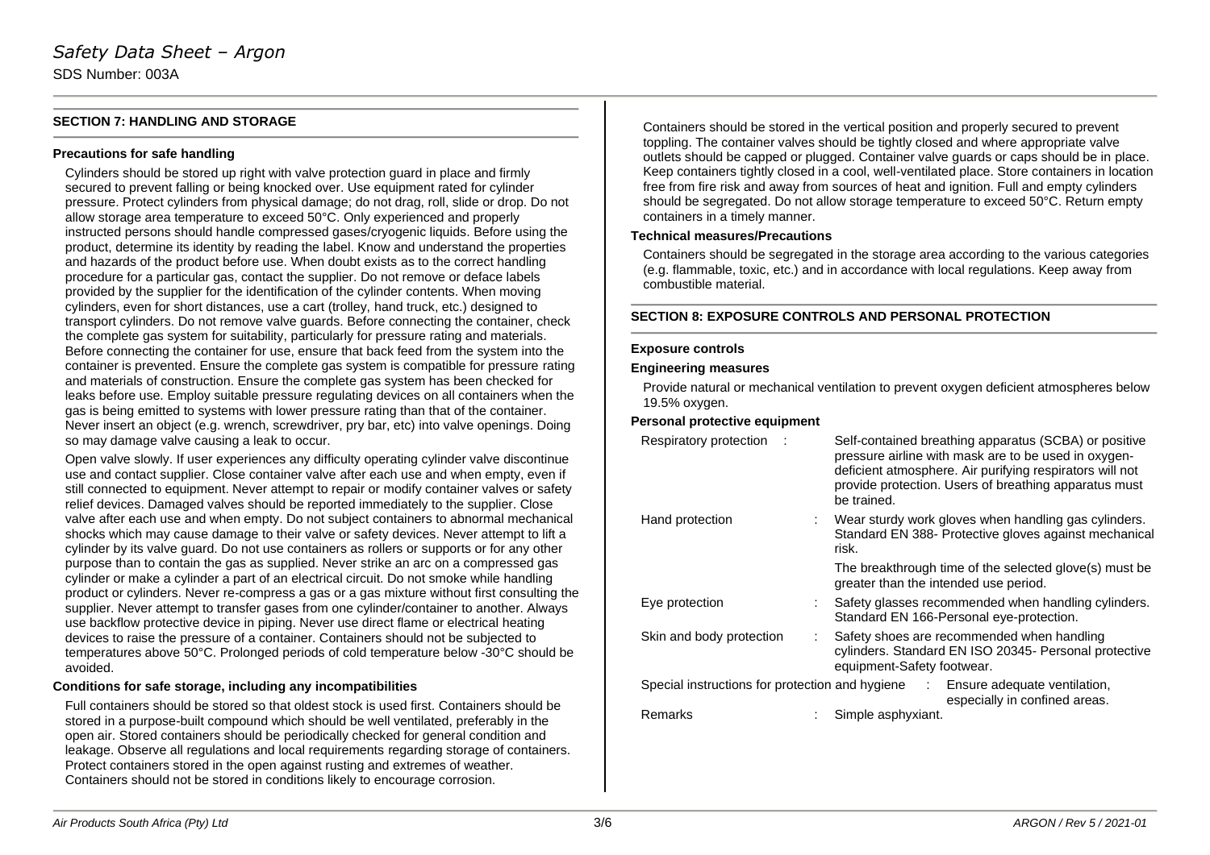## SECTION 7: HANDLING AND STORAGE

**Precautions for safe handling**

Cylinders should be stored up right with valve protection guard in place and firmly secured to prevent falling or being knocked over. Use equipment rated for cylinder pressure. Protect cylinders from physical damage; do not drag, roll, slide or drop. Do not allow storage area temperature to exceed 50°C. Only experienced and properly instructed persons should handle compressed gases/cryogenic liquids. Before using the product, determine its identity by reading the label. Know and understand the properties and hazards of the product before use. When doubt exists as to the correct handling procedure for a particular gas, contact the supplier. Do not remove or deface labels provided by the supplier for the identification of the cylinder contents. When moving cylinders, even for short distances, use a cart (trolley, hand truck, etc.) designed to transport cylinders. Do not remove valve guards. Before connecting the container, check the complete gas system for suitability, particularly for pressure rating and materials. Before connecting the container for use, ensure that back feed from the system into the container is prevented. Ensure the complete gas system is compatible for pressure rating and materials of construction. Ensure the complete gas system has been checked for leaks before use. Employ suitable pressure regulating devices on all containers when the gas is being emitted to systems with lower pressure rating than that of the container. Never insert an object (e.g. wrench, screwdriver, pry bar, etc) into valve openings. Doing so may damage valve causing a leak to occur.

Open valve slowly. If user experiences any difficulty operating cylinder valve discontinue use and contact supplier. Close container valve after each use and when empty, even if still connected to equipment. Never attempt to repair or modify container valves or safety relief devices. Damaged valves should be reported immediately to the supplier. Close valve after each use and when empty. Do not subject containers to abnormal mechanical shocks which may cause damage to their valve or safety devices. Never attempt to lift a cylinder by its valve guard. Do not use containers as rollers or supports or for any other purpose than to contain the gas as supplied. Never strike an arc on a compressed gas cylinder or make a cylinder a part of an electrical circuit. Do not smoke while handling product or cylinders. Never re-compress a gas or a gas mixture without first consulting the supplier. Never attempt to transfer gases from one cylinder/container to another. Always use backflow protective device in piping. Never use direct flame or electrical heating devices to raise the pressure of a container. Containers should not be subjected to temperatures above 50°C. Prolonged periods of cold temperature below -30°C should be avoided.

**Conditions for safe storage, including any incompatibilities**

Full containers should be stored so that oldest stock is used first. Containers should be stored in a purpose-built compound which should be well ventilated, preferably in the open air. Stored containers should be periodically checked for general condition and leakage. Observe all regulations and local requirements regarding storage of containers. Protect containers stored in the open against rusting and extremes of weather. Containers should not be stored in conditions likely to encourage corrosion.

Containers should be stored in the vertical position and properly secured to prevent toppling. The container valves should be tightly closed and where appropriate valve outlets should be capped or plugged. Container valve guards or caps should be in place. Keep containers tightly closed in a cool, well-ventilated place. Store containers in location free from fire risk and away from sources of heat and ignition. Full and empty cylinders should be segregated. Do not allow storage temperature to exceed 50°C. Return empty containers in a timely manner.

**Technical measures/Precautions**

Containers should be segregated in the storage area according to the various categories (e.g. flammable, toxic, etc.) and in accordance with local regulations. Keep away from combustible material.

## SECTION 8: EXPOSURE CONTROLS AND PERSONAL PROTECTION

**Exposure controls**

**Engineering measures**

Provide natural or mechanical ventilation to prevent oxygen deficient atmospheres below 19.5% oxygen.

**Personal protective equipment**

| | |
|---|---|
| Respiratory protection | Self-contained breathing apparatus (SCBA) or positive pressure airline with mask are to be used in oxygen-deficient atmosphere. Air purifying respirators will not provide protection. Users of breathing apparatus must be trained. |
| Hand protection | Wear sturdy work gloves when handling gas cylinders. Standard EN 388- Protective gloves against mechanical risk. The breakthrough time of the selected glove(s) must be greater than the intended use period. |
| Eye protection | Safety glasses recommended when handling cylinders. Standard EN 166-Personal eye-protection. |
| Skin and body protection | Safety shoes are recommended when handling cylinders. Standard EN ISO 20345- Personal protective equipment-Safety footwear. |
| Special instructions for protection and hygiene | Ensure adequate ventilation, especially in confined areas. |
| Remarks | Simple asphyxiant. |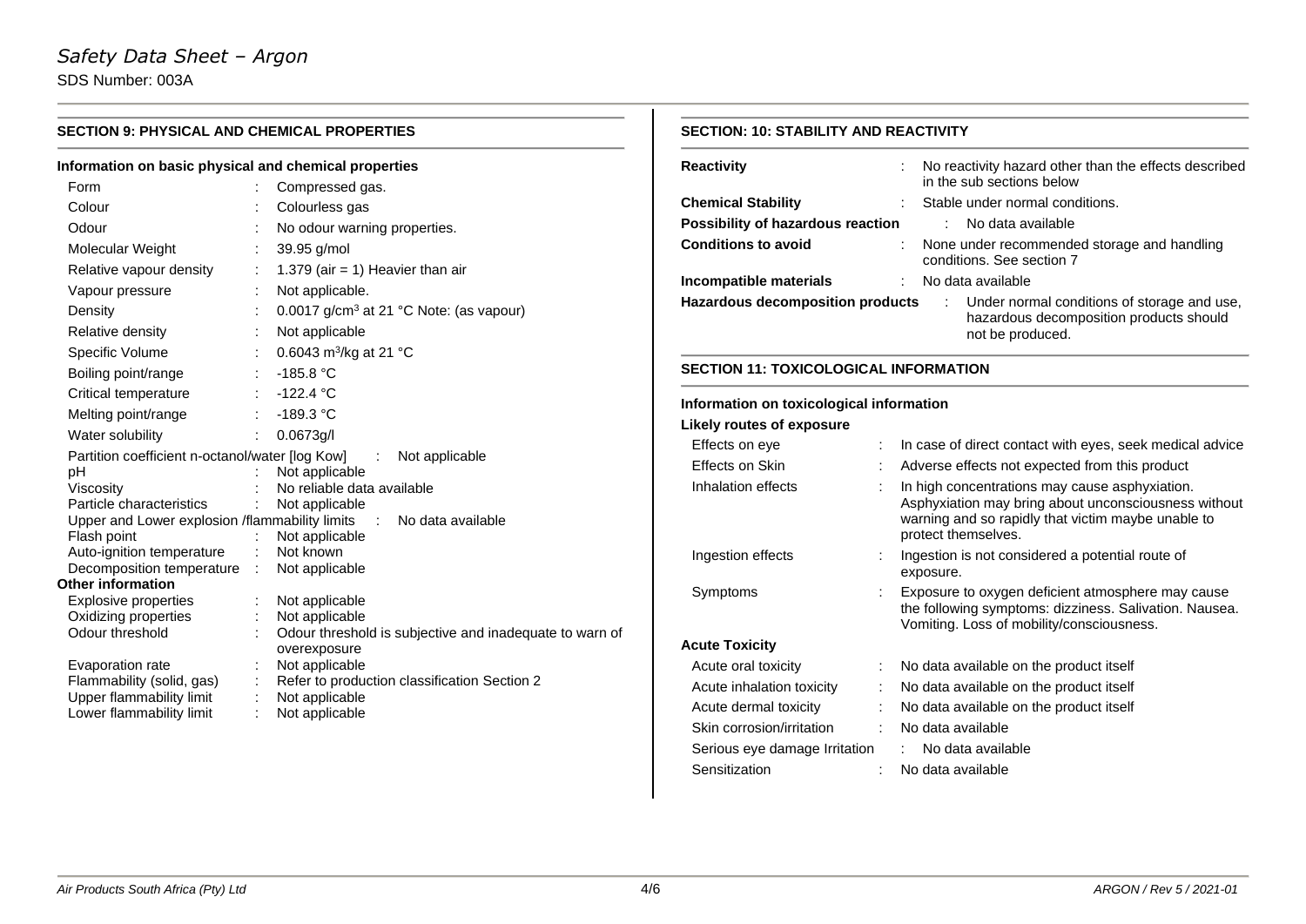## SECTION 9: PHYSICAL AND CHEMICAL PROPERTIES

### Information on basic physical and chemical properties

| Property | | Value |
|---|---|---|
| Form | : | Compressed gas. |
| Colour | : | Colourless gas |
| Odour | : | No odour warning properties. |
| Molecular Weight | : | 39.95 g/mol |
| Relative vapour density | : | 1.379 (air = 1) Heavier than air |
| Vapour pressure | : | Not applicable. |
| Density | : | 0.0017 g/cm$^3$ at 21 °C Note: (as vapour) |
| Relative density | : | Not applicable |
| Specific Volume | : | 0.6043 m$^3$/kg at 21 °C |
| Boiling point/range | : | -185.8 °C |
| Critical temperature | : | -122.4 °C |
| Melting point/range | : | -189.3 °C |
| Water solubility | : | 0.0673g/l |
| Partition coefficient n-octanol/water [log Kow] | : | Not applicable |
| pH | : | Not applicable |
| Viscosity | : | No reliable data available |
| Particle characteristics | : | Not applicable |
| Upper and Lower explosion /flammability limits | : | No data available |
| Flash point | : | Not applicable |
| Auto-ignition temperature | : | Not known |
| Decomposition temperature | : | Not applicable |

**Other information**

| Property | | Value |
|---|---|---|
| Explosive properties | : | Not applicable |
| Oxidizing properties | : | Not applicable |
| Odour threshold | : | Odour threshold is subjective and inadequate to warn of overexposure |
| Evaporation rate | : | Not applicable |
| Flammability (solid, gas) | : | Refer to production classification Section 2 |
| Upper flammability limit | : | Not applicable |
| Lower flammability limit | : | Not applicable |

## SECTION: 10: STABILITY AND REACTIVITY

| | | |
|---|---|---|
| **Reactivity** | : | No reactivity hazard other than the effects described in the sub sections below |
| **Chemical Stability** | : | Stable under normal conditions. |
| **Possibility of hazardous reaction** | : | No data available |
| **Conditions to avoid** | : | None under recommended storage and handling conditions. See section 7 |
| **Incompatible materials** | : | No data available |
| **Hazardous decomposition products** | : | Under normal conditions of storage and use, hazardous decomposition products should not be produced. |

## SECTION 11: TOXICOLOGICAL INFORMATION

### Information on toxicological information

**Likely routes of exposure**

| | | |
|---|---|---|
| Effects on eye | : | In case of direct contact with eyes, seek medical advice |
| Effects on Skin | : | Adverse effects not expected from this product |
| Inhalation effects | : | In high concentrations may cause asphyxiation. Asphyxiation may bring about unconsciousness without warning and so rapidly that victim maybe unable to protect themselves. |
| Ingestion effects | : | Ingestion is not considered a potential route of exposure. |
| Symptoms | : | Exposure to oxygen deficient atmosphere may cause the following symptoms: dizziness. Salivation. Nausea. Vomiting. Loss of mobility/consciousness. |

**Acute Toxicity**

| | | |
|---|---|---|
| Acute oral toxicity | : | No data available on the product itself |
| Acute inhalation toxicity | : | No data available on the product itself |
| Acute dermal toxicity | : | No data available on the product itself |
| Skin corrosion/irritation | : | No data available |
| Serious eye damage Irritation | : | No data available |
| Sensitization | : | No data available |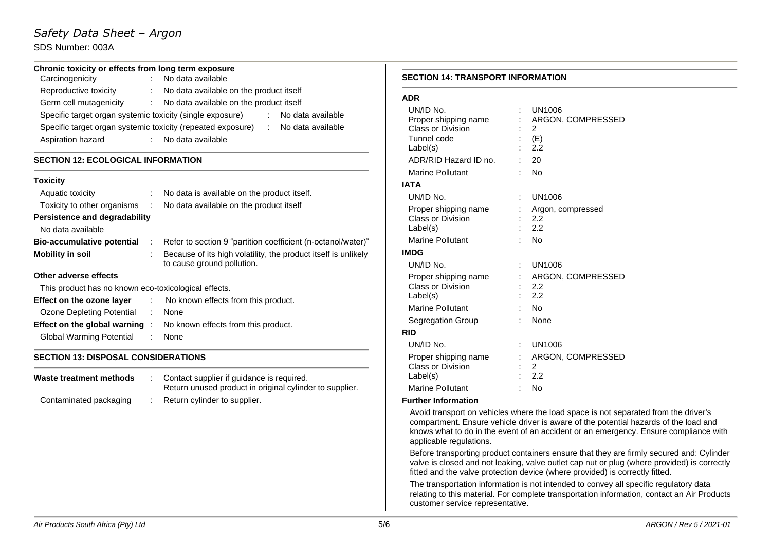**Chronic toxicity or effects from long term exposure**

| | | |
|---|---|---|
| Carcinogenicity | : | No data available |
| Reproductive toxicity | : | No data available on the product itself |
| Germ cell mutagenicity | : | No data available on the product itself |
| Specific target organ systemic toxicity (single exposure) | : | No data available |
| Specific target organ systemic toxicity (repeated exposure) | : | No data available |
| Aspiration hazard | : | No data available |

## SECTION 12: ECOLOGICAL INFORMATION

**Toxicity**

| | | |
|---|---|---|
| Aquatic toxicity | : | No data is available on the product itself. |
| Toxicity to other organisms | : | No data available on the product itself |

**Persistence and degradability**

No data available

| | | |
|---|---|---|
| **Bio-accumulative potential** | : | Refer to section 9 "partition coefficient (n-octanol/water)" |
| **Mobility in soil** | : | Because of its high volatility, the product itself is unlikely to cause ground pollution. |

**Other adverse effects**

This product has no known eco-toxicological effects.

| | | |
|---|---|---|
| **Effect on the ozone layer** | : | No known effects from this product. |
| Ozone Depleting Potential | : | None |
| **Effect on the global warming** | : | No known effects from this product. |
| Global Warming Potential | : | None |

## SECTION 13: DISPOSAL CONSIDERATIONS

| | | |
|---|---|---|
| **Waste treatment methods** | : | Contact supplier if guidance is required.<br>Return unused product in original cylinder to supplier. |
| Contaminated packaging | : | Return cylinder to supplier. |

## SECTION 14: TRANSPORT INFORMATION

**ADR**

| | | |
|---|---|---|
| UN/ID No. | : | UN1006 |
| Proper shipping name | : | ARGON, COMPRESSED |
| Class or Division | : | 2 |
| Tunnel code | : | (E) |
| Label(s) | : | 2.2 |
| ADR/RID Hazard ID no. | : | 20 |
| Marine Pollutant | : | No |

**IATA**

| | | |
|---|---|---|
| UN/ID No. | : | UN1006 |
| Proper shipping name | : | Argon, compressed |
| Class or Division | : | 2.2 |
| Label(s) | : | 2.2 |
| Marine Pollutant | : | No |

**IMDG**

| | | |
|---|---|---|
| UN/ID No. | : | UN1006 |
| Proper shipping name | : | ARGON, COMPRESSED |
| Class or Division | : | 2.2 |
| Label(s) | : | 2.2 |
| Marine Pollutant | : | No |
| Segregation Group | : | None |

**RID**

| | | |
|---|---|---|
| UN/ID No. | : | UN1006 |
| Proper shipping name | : | ARGON, COMPRESSED |
| Class or Division | : | 2 |
| Label(s) | : | 2.2 |
| Marine Pollutant | : | No |

**Further Information**

Avoid transport on vehicles where the load space is not separated from the driver's compartment. Ensure vehicle driver is aware of the potential hazards of the load and knows what to do in the event of an accident or an emergency. Ensure compliance with applicable regulations.

Before transporting product containers ensure that they are firmly secured and: Cylinder valve is closed and not leaking, valve outlet cap nut or plug (where provided) is correctly fitted and the valve protection device (where provided) is correctly fitted.

The transportation information is not intended to convey all specific regulatory data relating to this material. For complete transportation information, contact an Air Products customer service representative.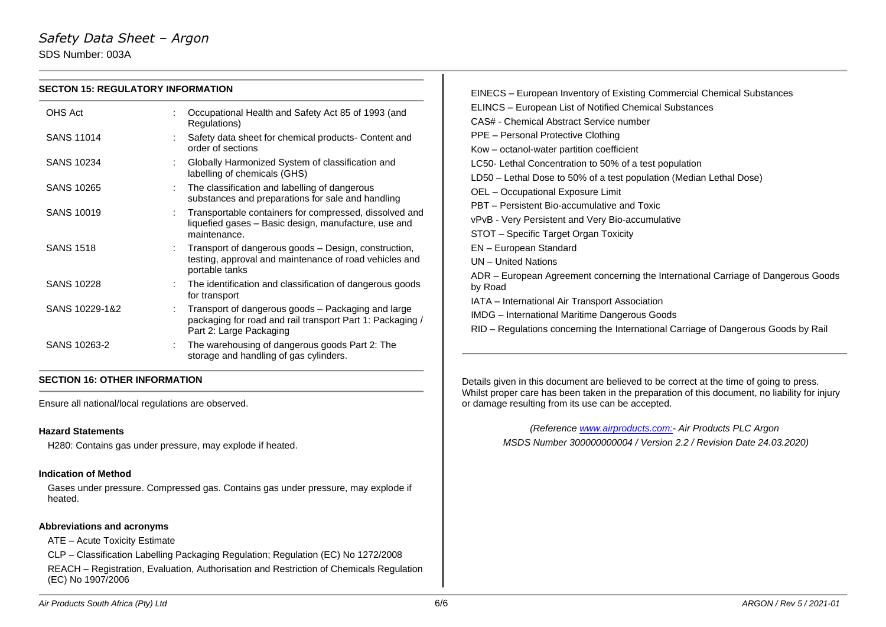## SECTON 15: REGULATORY INFORMATION

| | |
|---|---|
| OHS Act | Occupational Health and Safety Act 85 of 1993 (and Regulations) |
| SANS 11014 | Safety data sheet for chemical products- Content and order of sections |
| SANS 10234 | Globally Harmonized System of classification and labelling of chemicals (GHS) |
| SANS 10265 | The classification and labelling of dangerous substances and preparations for sale and handling |
| SANS 10019 | Transportable containers for compressed, dissolved and liquefied gases – Basic design, manufacture, use and maintenance. |
| SANS 1518 | Transport of dangerous goods – Design, construction, testing, approval and maintenance of road vehicles and portable tanks |
| SANS 10228 | The identification and classification of dangerous goods for transport |
| SANS 10229-1&2 | Transport of dangerous goods – Packaging and large packaging for road and rail transport Part 1: Packaging / Part 2: Large Packaging |
| SANS 10263-2 | The warehousing of dangerous goods Part 2: The storage and handling of gas cylinders. |

## SECTION 16: OTHER INFORMATION

Ensure all national/local regulations are observed.

**Hazard Statements**

H280: Contains gas under pressure, may explode if heated.

**Indication of Method**

Gases under pressure. Compressed gas. Contains gas under pressure, may explode if heated.

**Abbreviations and acronyms**

ATE – Acute Toxicity Estimate

CLP – Classification Labelling Packaging Regulation; Regulation (EC) No 1272/2008

REACH – Registration, Evaluation, Authorisation and Restriction of Chemicals Regulation (EC) No 1907/2006

EINECS – European Inventory of Existing Commercial Chemical Substances

ELINCS – European List of Notified Chemical Substances

CAS# - Chemical Abstract Service number

PPE – Personal Protective Clothing

Kow – octanol-water partition coefficient

LC50- Lethal Concentration to 50% of a test population

LD50 – Lethal Dose to 50% of a test population (Median Lethal Dose)

OEL – Occupational Exposure Limit

PBT – Persistent Bio-accumulative and Toxic

vPvB - Very Persistent and Very Bio-accumulative

STOT – Specific Target Organ Toxicity

EN – European Standard

UN – United Nations

ADR – European Agreement concerning the International Carriage of Dangerous Goods by Road

IATA – International Air Transport Association

IMDG – International Maritime Dangerous Goods

RID – Regulations concerning the International Carriage of Dangerous Goods by Rail

Details given in this document are believed to be correct at the time of going to press. Whilst proper care has been taken in the preparation of this document, no liability for injury or damage resulting from its use can be accepted.

*(Reference www.airproducts.com:- Air Products PLC Argon MSDS Number 300000000004 / Version 2.2 / Revision Date 24.03.2020)*